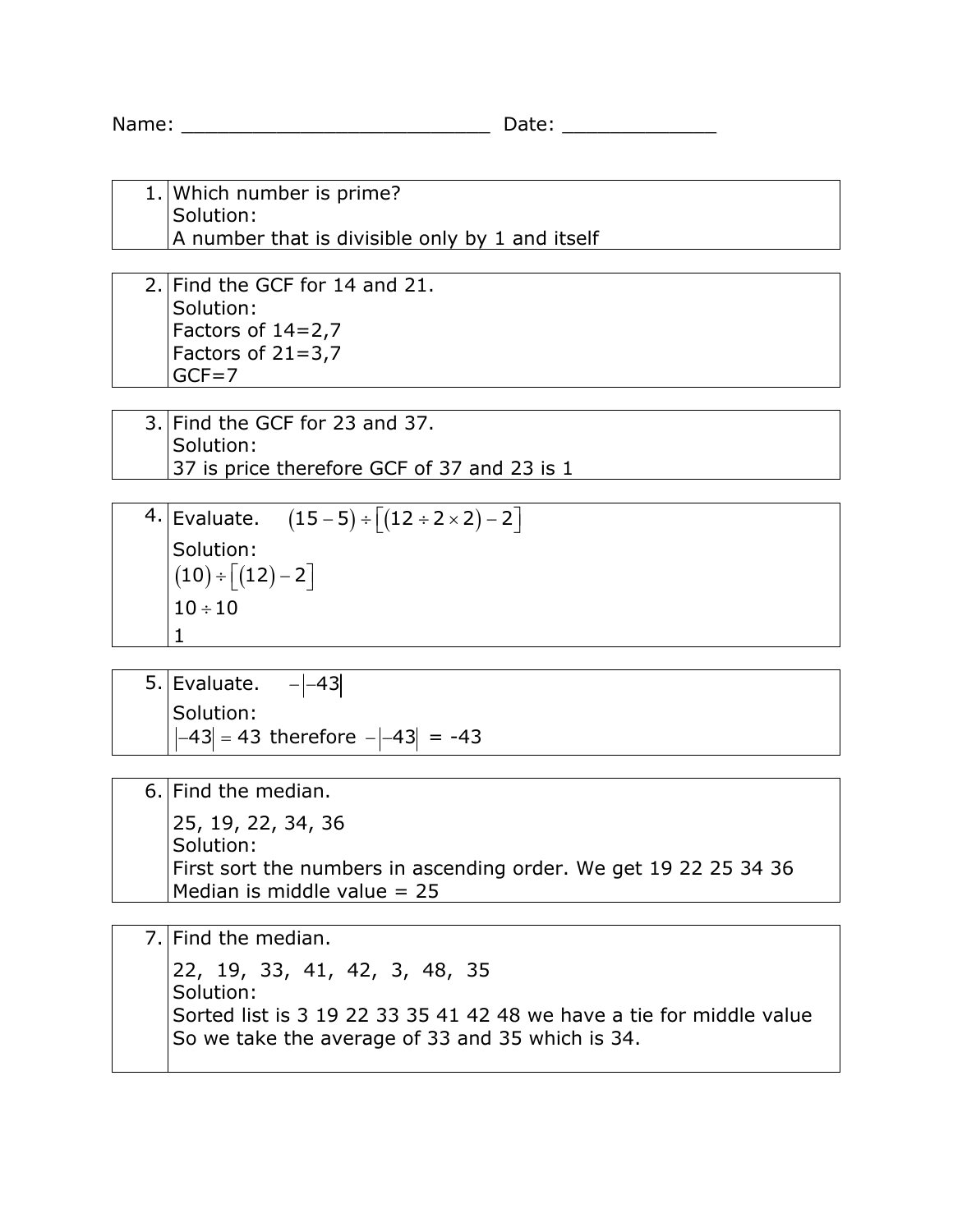Name: ___________________________ Date: _____________

1. Which number is prime?
Solution:
A number that is divisible only by 1 and itself

2. Find the GCF for 14 and 21.
Solution:
Factors of 14=2,7
Factors of 21=3,7
GCF=7

3. Find the GCF for 23 and 37.
Solution:
37 is price therefore GCF of 37 and 23 is 1

4. Evaluate. $(15-5) \div [(12 \div 2 \times 2) - 2]$
Solution:
$(10) \div [(12) - 2]$
$10 \div 10$
1

5. Evaluate. $-|-43|$
Solution:
$|-43| = 43$ therefore $-|-43|$ = -43

6. Find the median.
25, 19, 22, 34, 36
Solution:
First sort the numbers in ascending order. We get 19 22 25 34 36
Median is middle value = 25

7. Find the median.
22, 19, 33, 41, 42, 3, 48, 35
Solution:
Sorted list is 3 19 22 33 35 41 42 48 we have a tie for middle value
So we take the average of 33 and 35 which is 34.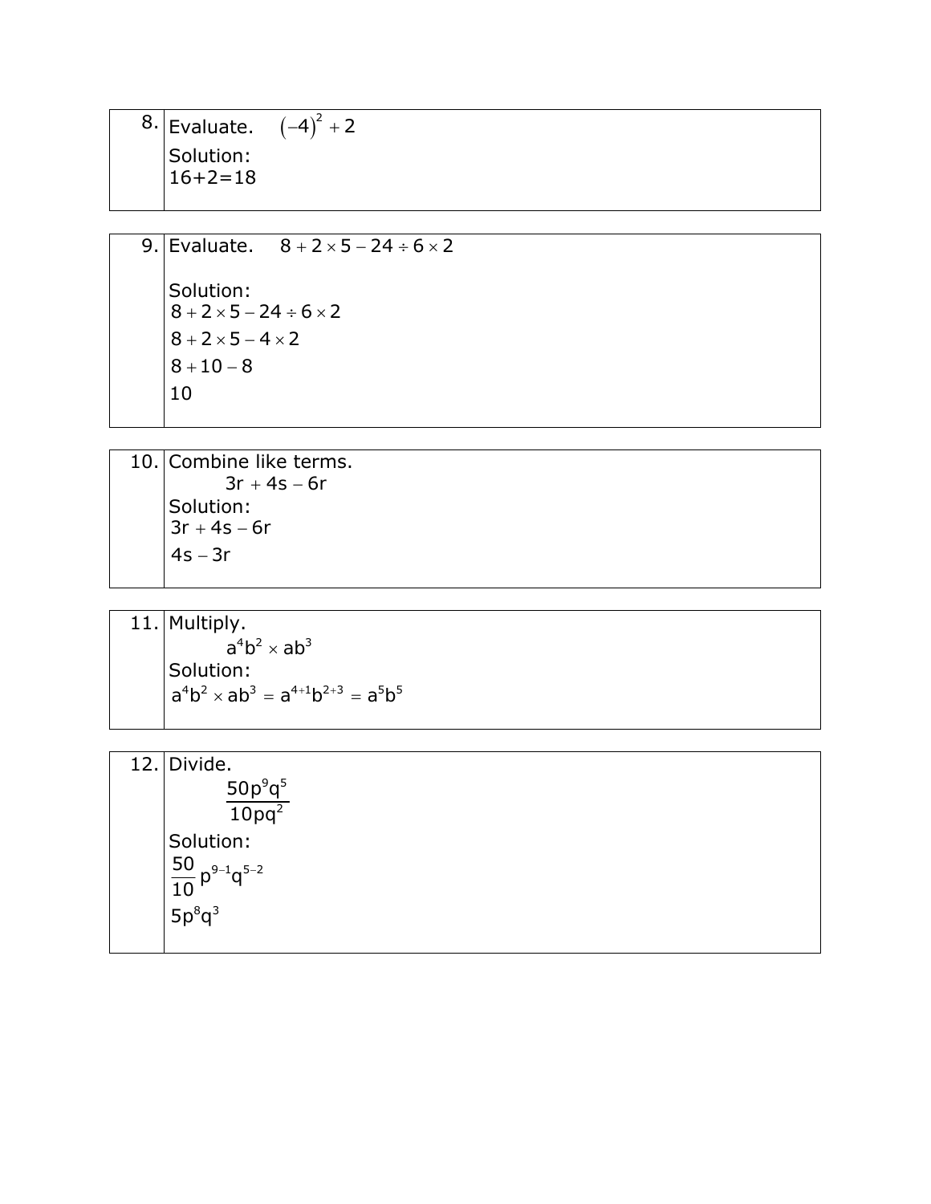8. Evaluate. $\left(-4\right)^2 + 2$

Solution:
16+2=18

---

9. Evaluate. $8 + 2 \times 5 - 24 \div 6 \times 2$

Solution:

$8 + 2 \times 5 - 24 \div 6 \times 2$

$8 + 2 \times 5 - 4 \times 2$

$8 + 10 - 8$

$10$

---

10. Combine like terms.

$3r + 4s - 6r$

Solution:

$3r + 4s - 6r$

$4s - 3r$

---

11. Multiply.

$a^4b^2 \times ab^3$

Solution:

$a^4b^2 \times ab^3 = a^{4+1}b^{2+3} = a^5b^5$

---

12. Divide.

$$\frac{50p^9q^5}{10pq^2}$$

Solution:

$\frac{50}{10}p^{9-1}q^{5-2}$

$5p^8q^3$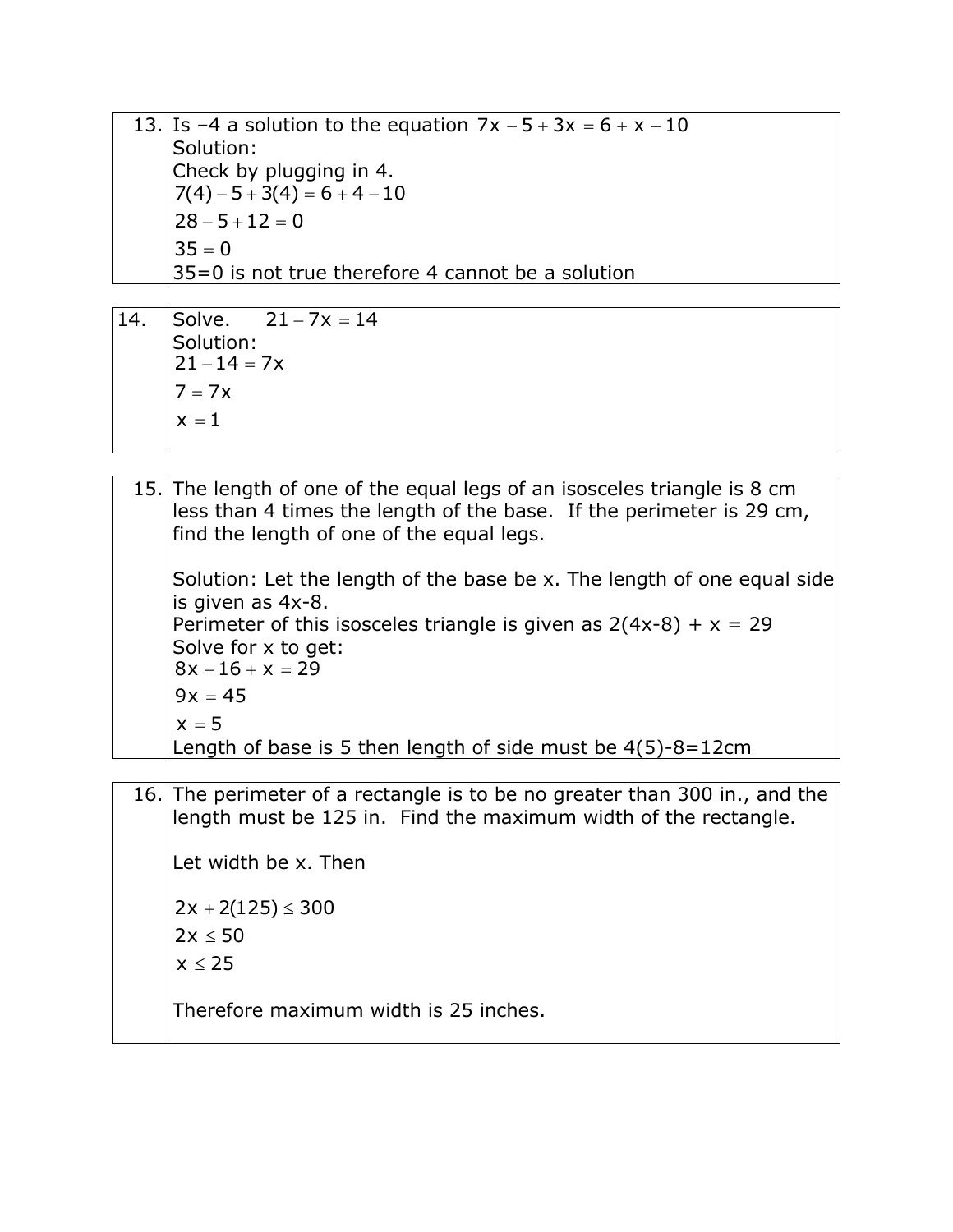13. Is –4 a solution to the equation $7x - 5 + 3x = 6 + x - 10$

Solution:

Check by plugging in 4.

$7(4) - 5 + 3(4) = 6 + 4 - 10$

$28 - 5 + 12 = 0$

$35 = 0$

35=0 is not true therefore 4 cannot be a solution

---

14. Solve. $21 - 7x = 14$

Solution:

$21 - 14 = 7x$

$7 = 7x$

$x = 1$

---

15. The length of one of the equal legs of an isosceles triangle is 8 cm less than 4 times the length of the base. If the perimeter is 29 cm, find the length of one of the equal legs.

Solution: Let the length of the base be x. The length of one equal side is given as 4x-8.

Perimeter of this isosceles triangle is given as 2(4x-8) + x = 29

Solve for x to get:

$8x - 16 + x = 29$

$9x = 45$

$x = 5$

Length of base is 5 then length of side must be 4(5)-8=12cm

---

16. The perimeter of a rectangle is to be no greater than 300 in., and the length must be 125 in. Find the maximum width of the rectangle.

Let width be x. Then

$2x + 2(125) \leq 300$

$2x \leq 50$

$x \leq 25$

Therefore maximum width is 25 inches.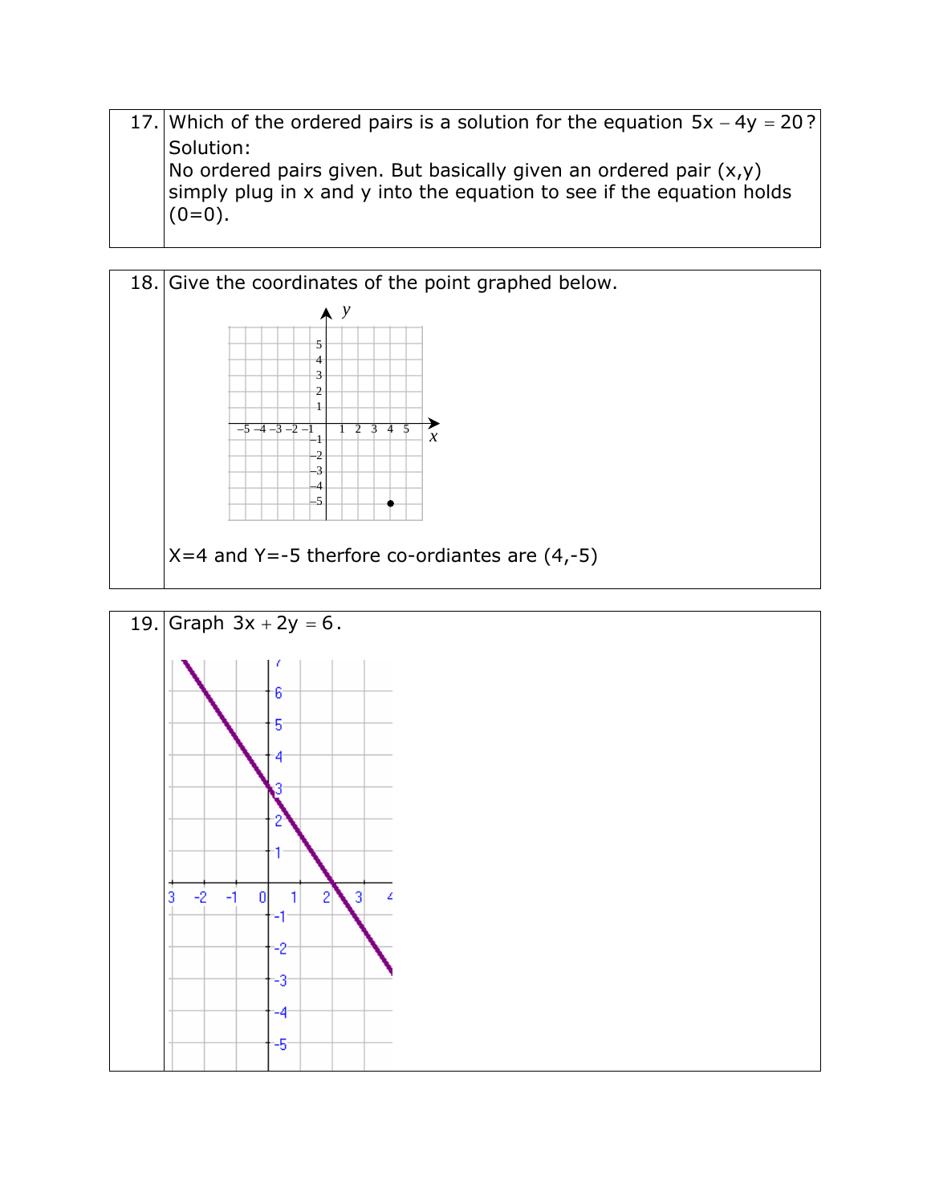17. Which of the ordered pairs is a solution for the equation $5x - 4y = 20$?

Solution:
No ordered pairs given. But basically given an ordered pair (x,y) simply plug in x and y into the equation to see if the equation holds (0=0).

18. Give the coordinates of the point graphed below.

X=4 and Y=-5 therfore co-ordiantes are (4,-5)

19. Graph $3x + 2y = 6$.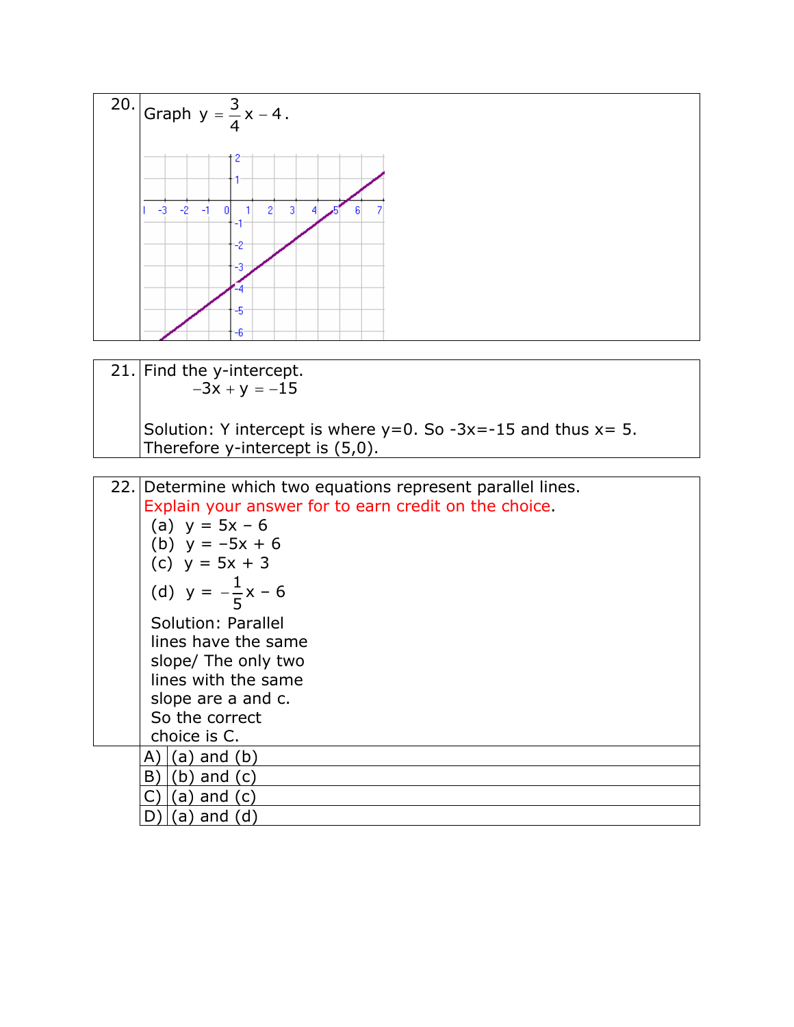| | |
|---|---|
| 20. | Graph $y = \frac{3}{4}x - 4$. |

| | |
|---|---|
| 21. | Find the y-intercept. $-3x + y = -15$ <br><br> Solution: Y intercept is where y=0. So -3x=-15 and thus x= 5. Therefore y-intercept is (5,0). |

22. Determine which two equations represent parallel lines.
Explain your answer for to earn credit on the choice.

(a) $y = 5x - 6$
(b) $y = -5x + 6$
(c) $y = 5x + 3$
(d) $y = -\frac{1}{5}x - 6$

Solution: Parallel lines have the same slope/ The only two lines with the same slope are a and c. So the correct choice is C.

| | |
|---|---|
| A) | (a) and (b) |
| B) | (b) and (c) |
| C) | (a) and (c) |
| D) | (a) and (d) |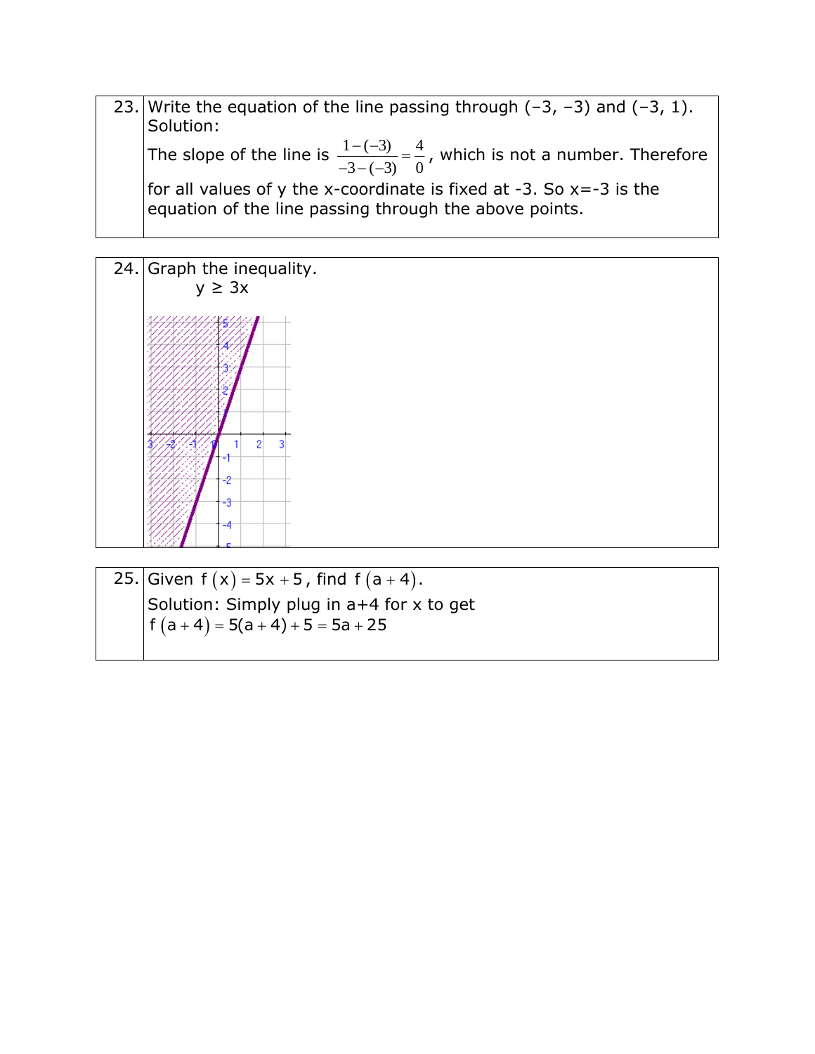| | |
|---|---|
| 23. | Write the equation of the line passing through (−3, −3) and (−3, 1). Solution: The slope of the line is $\frac{1-(-3)}{-3-(-3)} = \frac{4}{0}$, which is not a number. Therefore for all values of y the x-coordinate is fixed at -3. So x=-3 is the equation of the line passing through the above points. |

| | |
|---|---|
| 24. | Graph the inequality. $y \geq 3x$ |

| | |
|---|---|
| 25. | Given $f(x) = 5x + 5$, find $f(a+4)$. Solution: Simply plug in a+4 for x to get $f(a+4) = 5(a+4) + 5 = 5a + 25$ |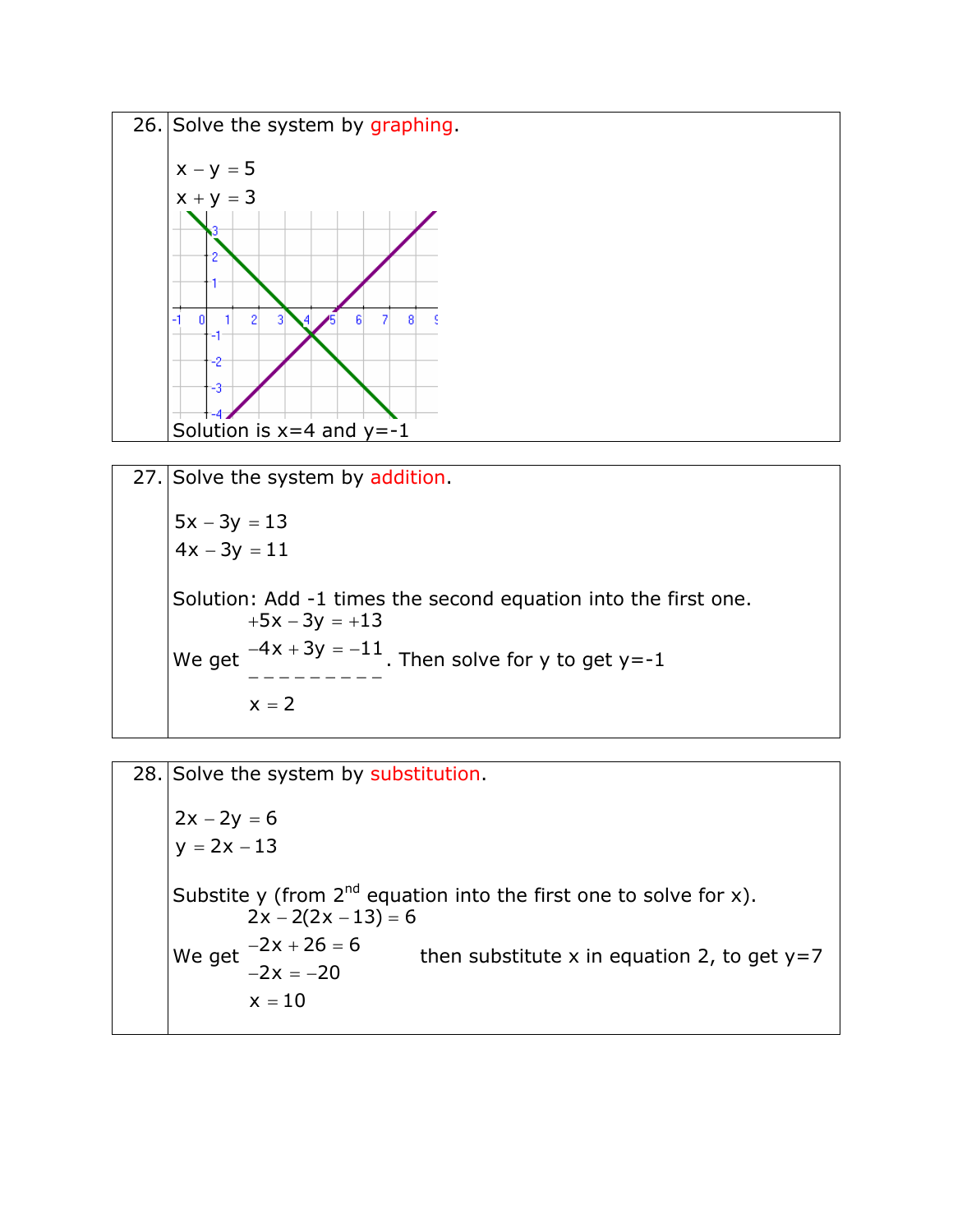26. Solve the system by graphing.

$$x - y = 5$$
$$x + y = 3$$

Solution is x=4 and y=-1

27. Solve the system by addition.

$$5x - 3y = 13$$
$$4x - 3y = 11$$

Solution: Add -1 times the second equation into the first one.

We get
$$\begin{aligned} +5x - 3y &= +13 \\ -4x + 3y &= -11 \\ \hline x &= 2 \end{aligned}$$
. Then solve for y to get y=-1

28. Solve the system by substitution.

$$2x - 2y = 6$$
$$y = 2x - 13$$

Substite y (from 2nd equation into the first one to solve for x).

We get
$$\begin{aligned} 2x - 2(2x - 13) &= 6 \\ -2x + 26 &= 6 \\ -2x &= -20 \\ x &= 10 \end{aligned}$$
then substitute x in equation 2, to get y=7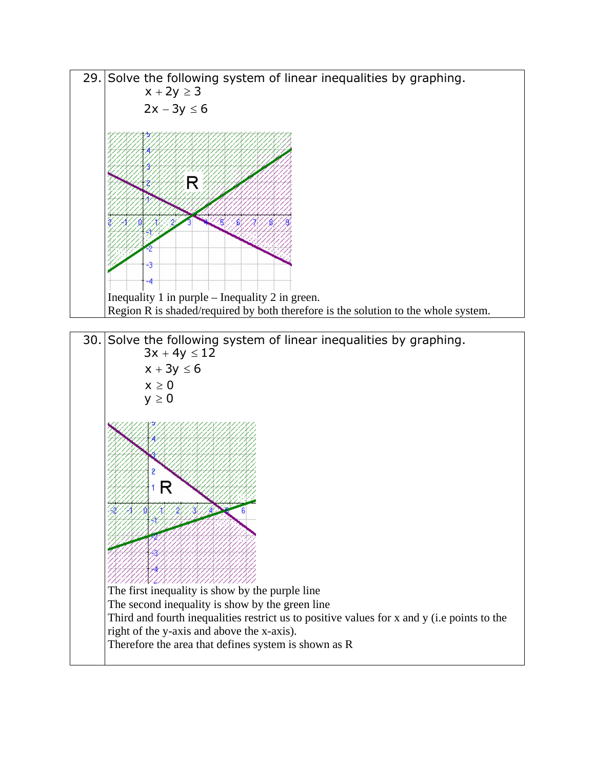29. Solve the following system of linear inequalities by graphing.

$$x + 2y \geq 3$$

$$2x - 3y \leq 6$$

5
4
3
2
1
R
-2 -1 0 1 2 3 4 5 6 7 8 9
-1
-2
-3
-4

Inequality 1 in purple – Inequality 2 in green.
Region R is shaded/required by both therefore is the solution to the whole system.

30. Solve the following system of linear inequalities by graphing.

$$3x + 4y \leq 12$$

$$x + 3y \leq 6$$

$$x \geq 0$$

$$y \geq 0$$

5
4
3
2
1
R
-2 -1 0 1 2 3 4 5 6
-1
-2
-3
-4

The first inequality is show by the purple line
The second inequality is show by the green line
Third and fourth inequalities restrict us to positive values for x and y (i.e points to the right of the y-axis and above the x-axis).
Therefore the area that defines system is shown as R